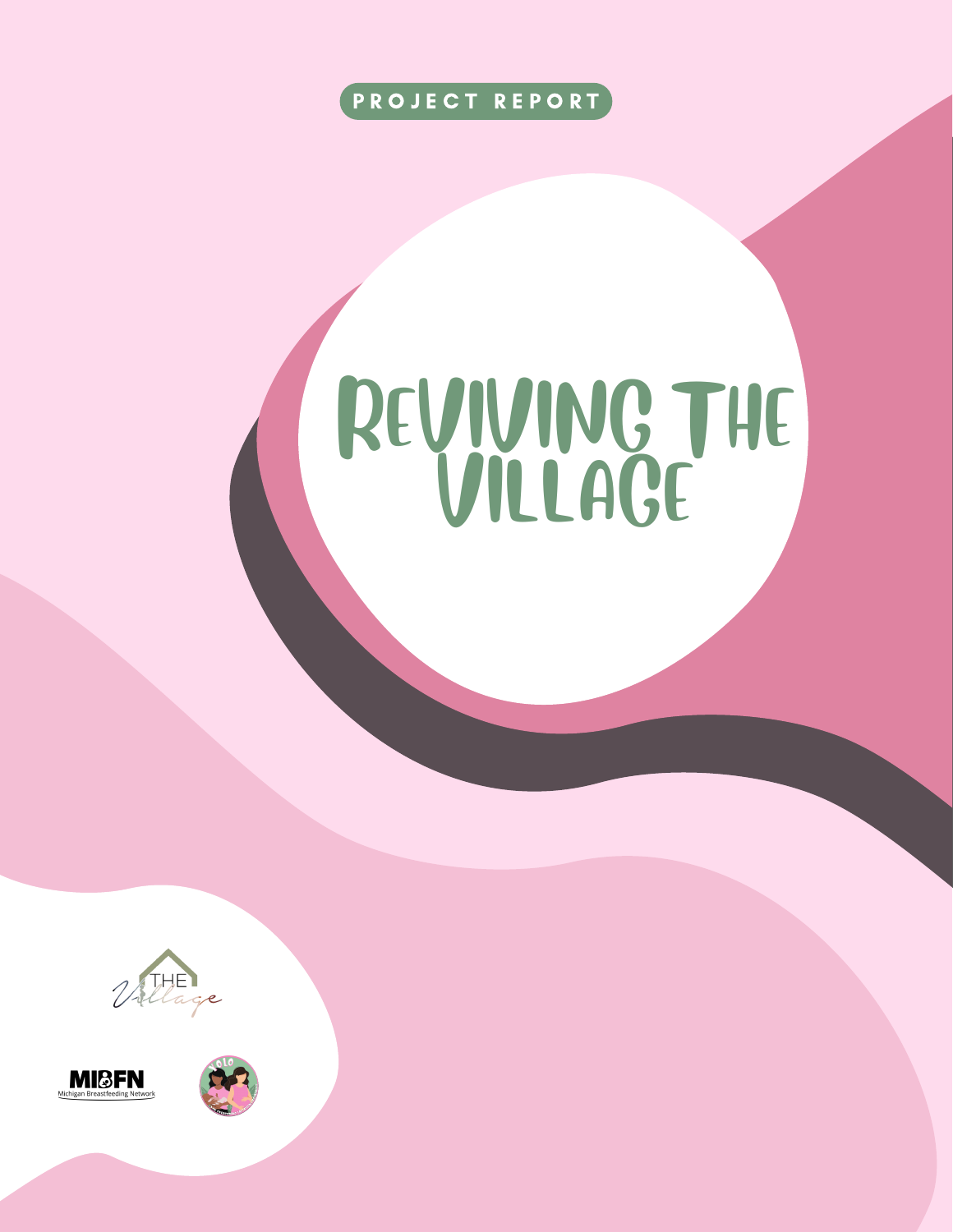PROJECT REPORT

# Reviving the Village

THE Village

MIBFN
Michigan Breastfeeding Network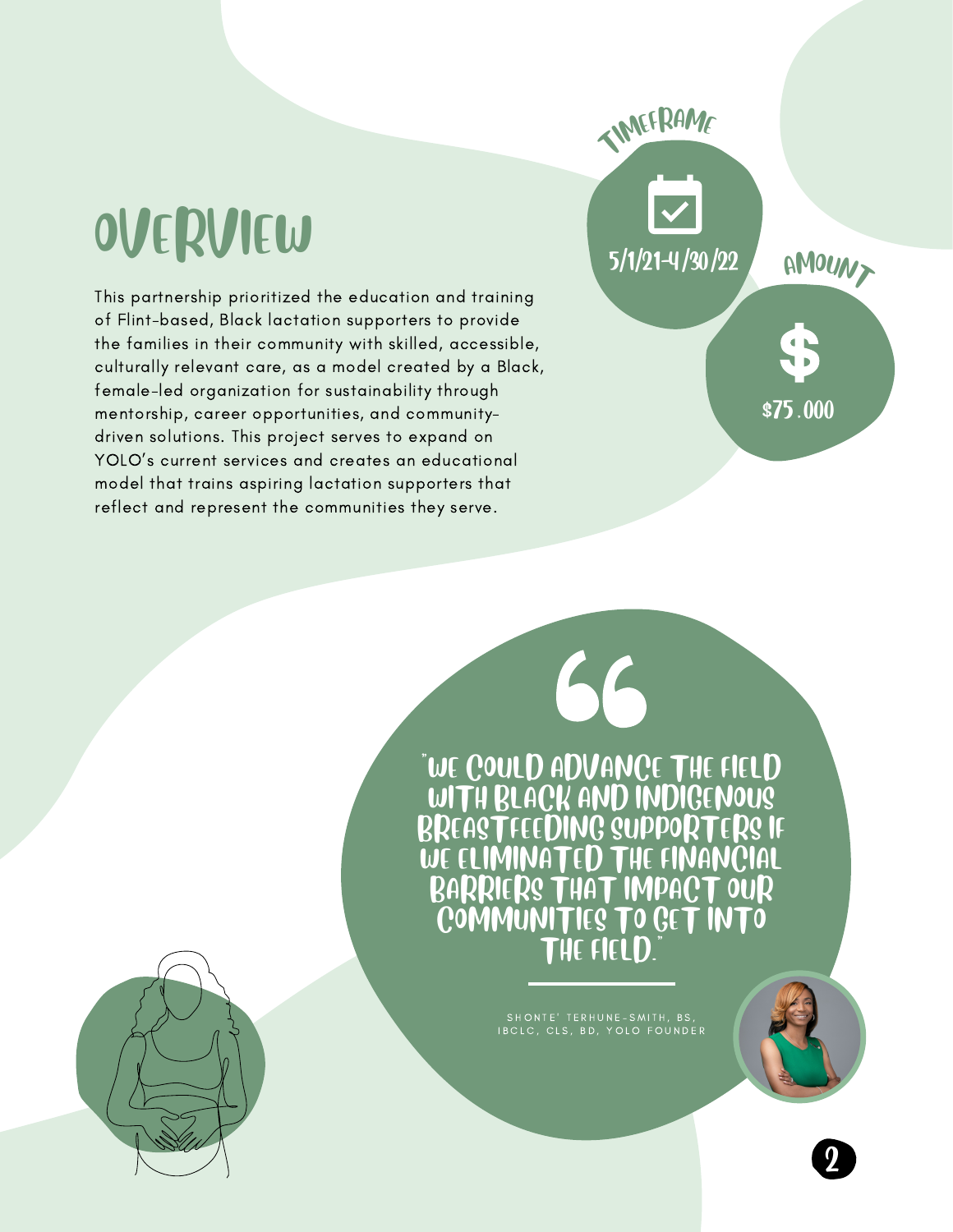# OVERVIEW

This partnership prioritized the education and training of Flint-based, Black lactation supporters to provide the families in their community with skilled, accessible, culturally relevant care, as a model created by a Black, female-led organization for sustainability through mentorship, career opportunities, and community-driven solutions. This project serves to expand on YOLO's current services and creates an educational model that trains aspiring lactation supporters that reflect and represent the communities they serve.

**TIMEFRAME**

5/1/21-4/30/22

**AMOUNT**

$75,000

> "WE COULD ADVANCE THE FIELD WITH BLACK AND INDIGENOUS BREASTFEEDING SUPPORTERS IF WE ELIMINATED THE FINANCIAL BARRIERS THAT IMPACT OUR COMMUNITIES TO GET INTO THE FIELD."
>
> SHONTE' TERHUNE-SMITH, BS, IBCLC, CLS, BD, YOLO FOUNDER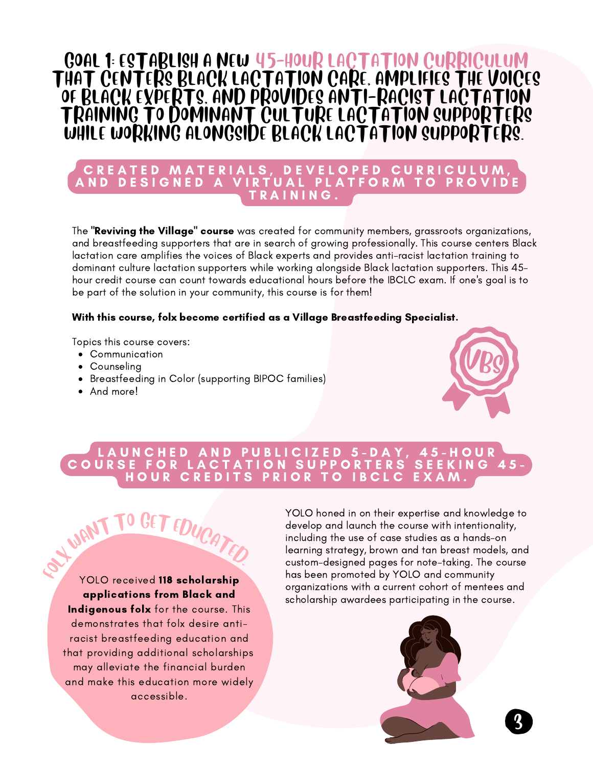# Goal 1: Establish a new 45-hour lactation curriculum that centers Black lactation care, amplifies the voices of Black experts, and provides anti-racist lactation training to dominant culture lactation supporters while working alongside Black lactation supporters.

## CREATED MATERIALS, DEVELOPED CURRICULUM, AND DESIGNED A VIRTUAL PLATFORM TO PROVIDE TRAINING.

The **"Reviving the Village" course** was created for community members, grassroots organizations, and breastfeeding supporters that are in search of growing professionally. This course centers Black lactation care amplifies the voices of Black experts and provides anti-racist lactation training to dominant culture lactation supporters while working alongside Black lactation supporters. This 45-hour credit course can count towards educational hours before the IBCLC exam. If one's goal is to be part of the solution in your community, this course is for them!

**With this course, folx become certified as a Village Breastfeeding Specialist.**

Topics this course covers:

- Communication
- Counseling
- Breastfeeding in Color (supporting BIPOC families)
- And more!

VBS

## LAUNCHED AND PUBLICIZED 5-DAY, 45-HOUR COURSE FOR LACTATION SUPPORTERS SEEKING 45-HOUR CREDITS PRIOR TO IBCLC EXAM.

### Folx want to get educated.

YOLO received **118 scholarship applications from Black and Indigenous folx** for the course. This demonstrates that folx desire anti-racist breastfeeding education and that providing additional scholarships may alleviate the financial burden and make this education more widely accessible.

YOLO honed in on their expertise and knowledge to develop and launch the course with intentionality, including the use of case studies as a hands-on learning strategy, brown and tan breast models, and custom-designed pages for note-taking. The course has been promoted by YOLO and community organizations with a current cohort of mentees and scholarship awardees participating in the course.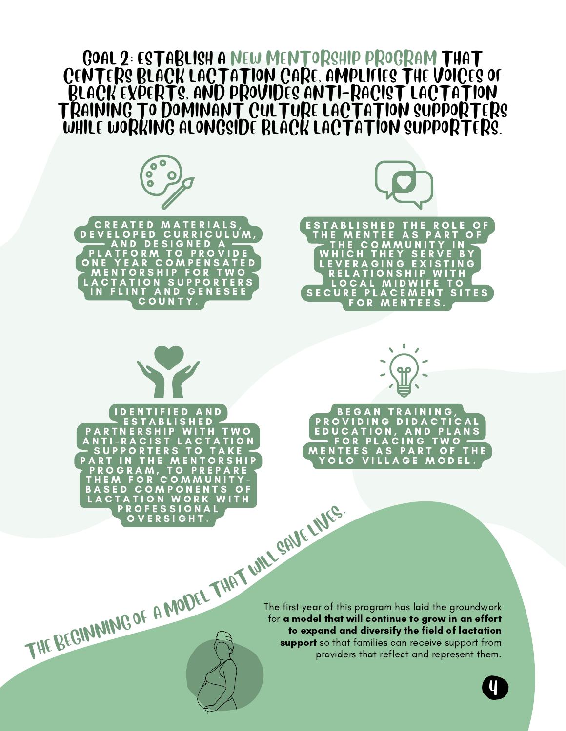# Goal 2: Establish a New Mentorship Program that centers Black lactation care, amplifies the voices of Black experts, and provides anti-racist lactation training to dominant culture lactation supporters while working alongside Black lactation supporters.

- Created materials, developed curriculum, and designed a platform to provide one year compensated mentorship for two lactation supporters in Flint and Genesee County.
- Established the role of the mentee as part of the community in which they serve by leveraging existing relationship with local midwife to secure placement sites for mentees.
- Identified and established partnership with two anti-racist lactation supporters to take part in the mentorship program, to prepare them for community-based components of lactation work with professional oversight.
- Began training, providing didactical education, and plans for placing two mentees as part of the YOLO village model.

## The beginning of a model that will save lives.

The first year of this program has laid the groundwork for **a model that will continue to grow in an effort to expand and diversify the field of lactation support** so that families can receive support from providers that reflect and represent them.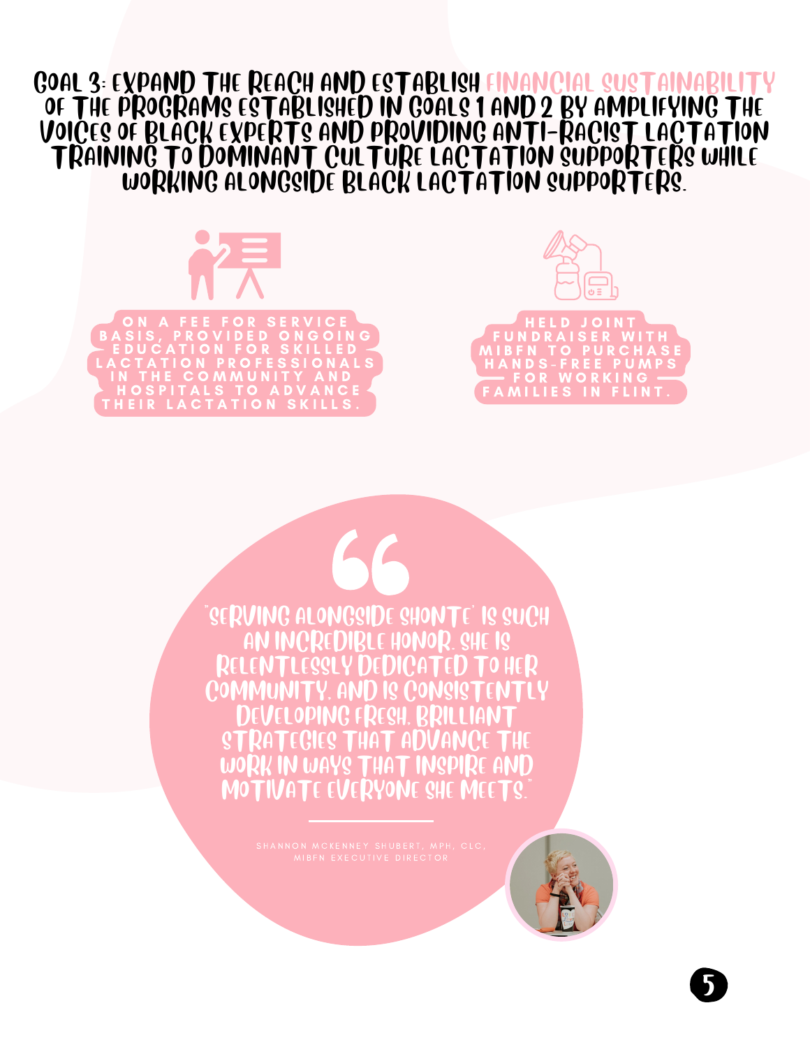# Goal 3: Expand the reach and establish financial sustainability of the programs established in Goals 1 and 2 by amplifying the voices of Black experts and providing anti-racist lactation training to dominant culture lactation supporters while working alongside Black lactation supporters.

On a fee for service basis, provided ongoing education for skilled lactation professionals in the community and hospitals to advance their lactation skills.

Held joint fundraiser with MIBFN to purchase hands-free pumps for working families in Flint.

> "Serving alongside Shonte' is such an incredible honor. She is relentlessly dedicated to her community, and is consistently developing fresh, brilliant strategies that advance the work in ways that inspire and motivate everyone she meets."
>
> Shannon McKenney Shubert, MPH, CLC, MIBFN Executive Director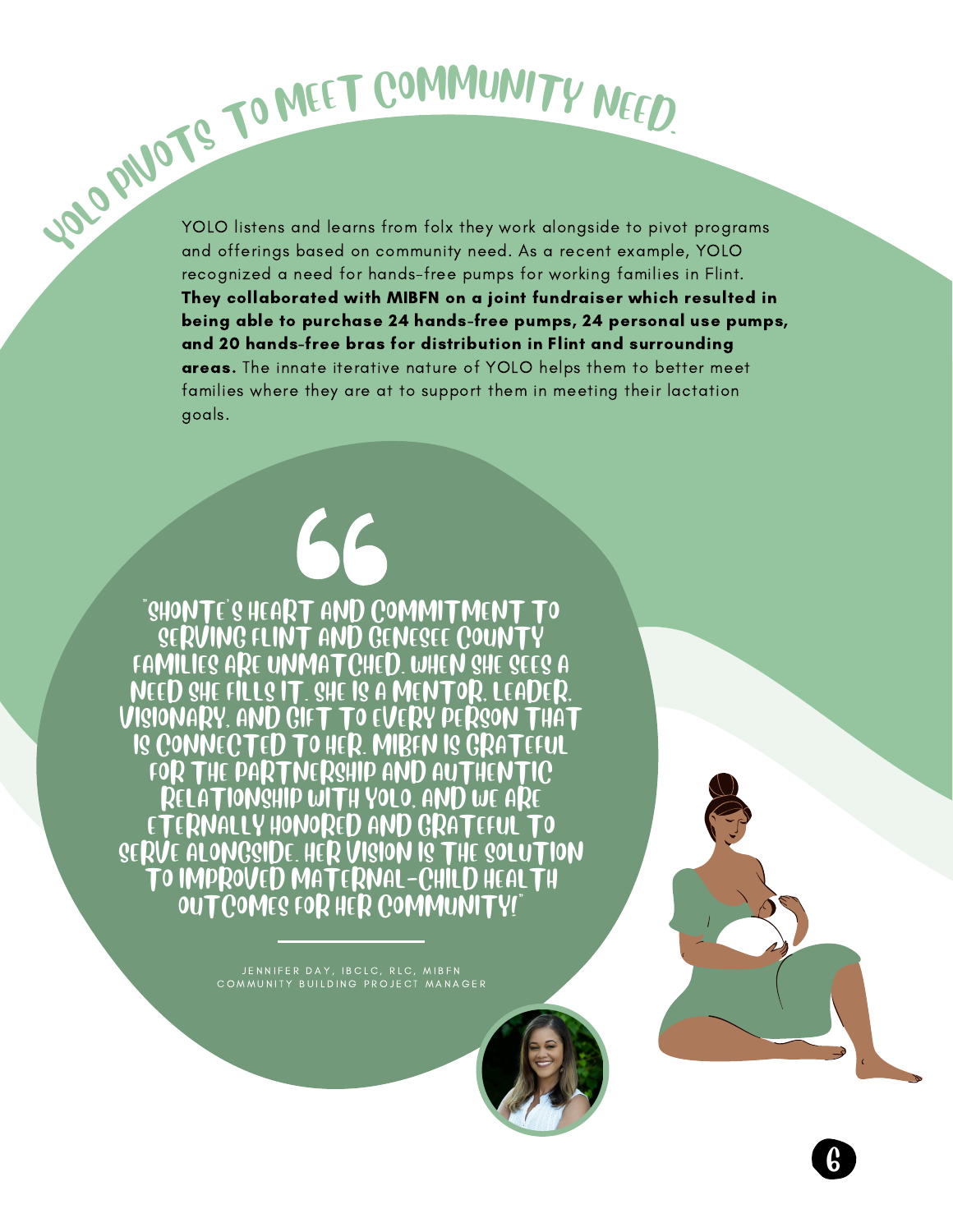# YOLO pivots to meet community need.

YOLO listens and learns from folx they work alongside to pivot programs and offerings based on community need. As a recent example, YOLO recognized a need for hands-free pumps for working families in Flint. **They collaborated with MIBFN on a joint fundraiser which resulted in being able to purchase 24 hands-free pumps, 24 personal use pumps, and 20 hands-free bras for distribution in Flint and surrounding areas.** The innate iterative nature of YOLO helps them to better meet families where they are at to support them in meeting their lactation goals.

> "Shonte's heart and commitment to serving Flint and Genesee County families are unmatched. When she sees a need she fills it. She is a mentor, leader, visionary, and gift to every person that is connected to her. MIBFN is grateful for the partnership and authentic relationship with YOLO, and we are eternally honored and grateful to serve alongside. Her vision is the solution to improved maternal-child health outcomes for her community!"
>
> JENNIFER DAY, IBCLC, RLC, MIBFN COMMUNITY BUILDING PROJECT MANAGER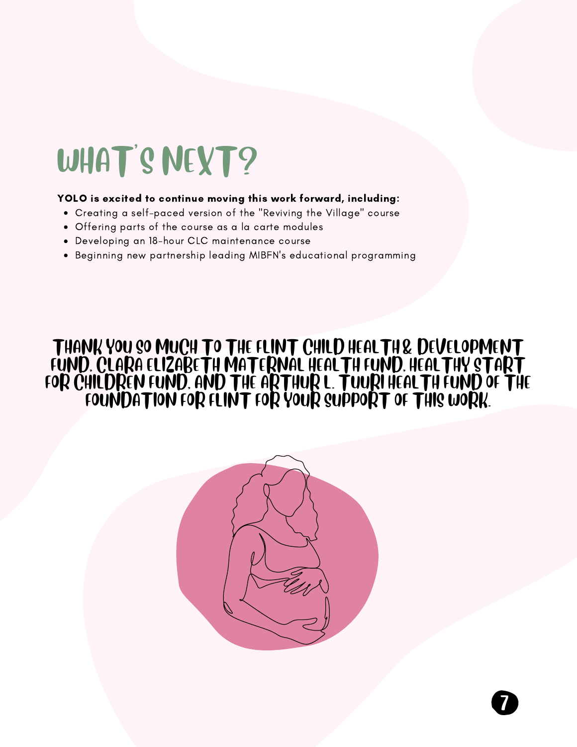# WHAT'S NEXT?

**YOLO is excited to continue moving this work forward, including:**

- Creating a self-paced version of the "Reviving the Village" course
- Offering parts of the course as a la carte modules
- Developing an 18-hour CLC maintenance course
- Beginning new partnership leading MIBFN's educational programming

THANK YOU SO MUCH TO THE FLINT CHILD HEALTH & DEVELOPMENT FUND, CLARA ELIZABETH MATERNAL HEALTH FUND, HEALTHY START FOR CHILDREN FUND, AND THE ARTHUR L. TUURI HEALTH FUND OF THE FOUNDATION FOR FLINT FOR YOUR SUPPORT OF THIS WORK.